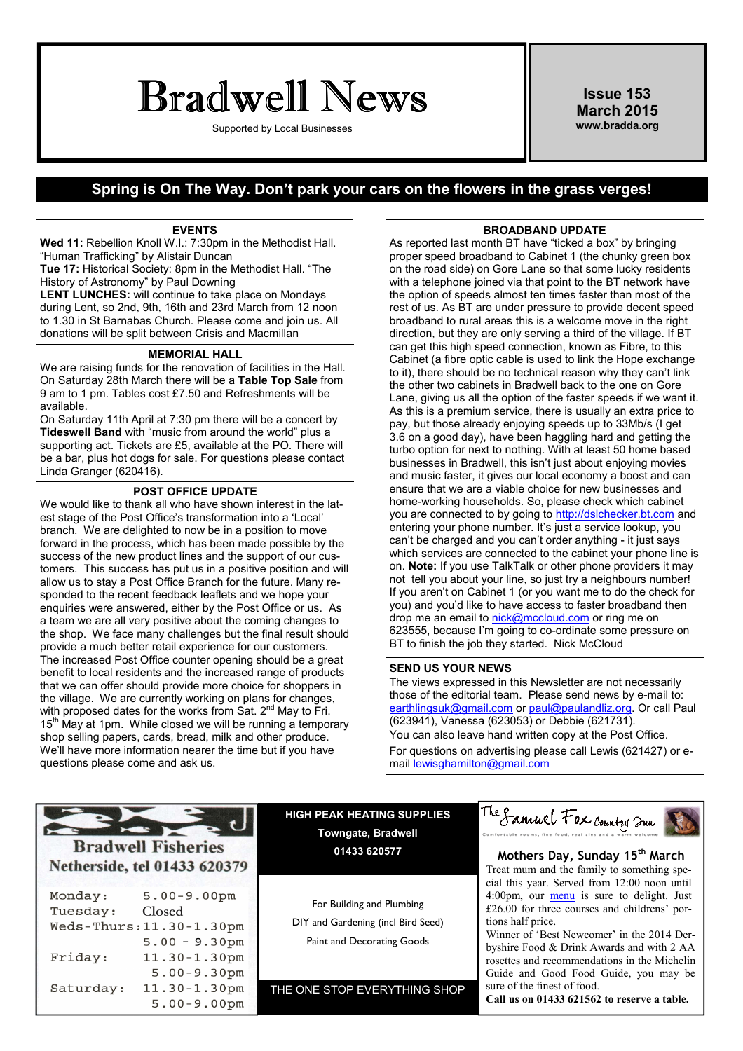# Bradwell News

Supported by Local Businesses

**Issue 153**
**March 2015**
**www.bradda.org**

## Spring is On The Way. Don't park your cars on the flowers in the grass verges!

### EVENTS

**Wed 11:** Rebellion Knoll W.I.: 7:30pm in the Methodist Hall. "Human Trafficking" by Alistair Duncan

**Tue 17:** Historical Society: 8pm in the Methodist Hall. "The History of Astronomy" by Paul Downing

**LENT LUNCHES:** will continue to take place on Mondays during Lent, so 2nd, 9th, 16th and 23rd March from 12 noon to 1.30 in St Barnabas Church. Please come and join us. All donations will be split between Crisis and Macmillan

### MEMORIAL HALL

We are raising funds for the renovation of facilities in the Hall. On Saturday 28th March there will be a **Table Top Sale** from 9 am to 1 pm. Tables cost £7.50 and Refreshments will be available.

On Saturday 11th April at 7:30 pm there will be a concert by **Tideswell Band** with "music from around the world" plus a supporting act. Tickets are £5, available at the PO. There will be a bar, plus hot dogs for sale. For questions please contact Linda Granger (620416).

### POST OFFICE UPDATE

We would like to thank all who have shown interest in the latest stage of the Post Office's transformation into a 'Local' branch. We are delighted to now be in a position to move forward in the process, which has been made possible by the success of the new product lines and the support of our customers. This success has put us in a positive position and will allow us to stay a Post Office Branch for the future. Many responded to the recent feedback leaflets and we hope your enquiries were answered, either by the Post Office or us. As a team we are all very positive about the coming changes to the shop. We face many challenges but the final result should provide a much better retail experience for our customers.

The increased Post Office counter opening should be a great benefit to local residents and the increased range of products that we can offer should provide more choice for shoppers in the village. We are currently working on plans for changes, with proposed dates for the works from Sat. 2nd May to Fri. 15th May at 1pm. While closed we will be running a temporary shop selling papers, cards, bread, milk and other produce. We'll have more information nearer the time but if you have questions please come and ask us.

### BROADBAND UPDATE

As reported last month BT have "ticked a box" by bringing proper speed broadband to Cabinet 1 (the chunky green box on the road side) on Gore Lane so that some lucky residents with a telephone joined via that point to the BT network have the option of speeds almost ten times faster than most of the rest of us. As BT are under pressure to provide decent speed broadband to rural areas this is a welcome move in the right direction, but they are only serving a third of the village. If BT can get this high speed connection, known as Fibre, to this Cabinet (a fibre optic cable is used to link the Hope exchange to it), there should be no technical reason why they can't link the other two cabinets in Bradwell back to the one on Gore Lane, giving us all the option of the faster speeds if we want it. As this is a premium service, there is usually an extra price to pay, but those already enjoying speeds up to 33Mb/s (I get 3.6 on a good day), have been haggling hard and getting the turbo option for next to nothing. With at least 50 home based businesses in Bradwell, this isn't just about enjoying movies and music faster, it gives our local economy a boost and can ensure that we are a viable choice for new businesses and home-working households. So, please check which cabinet you are connected to by going to http://dslchecker.bt.com and entering your phone number. It's just a service lookup, you can't be charged and you can't order anything - it just says which services are connected to the cabinet your phone line is on. **Note:** If you use TalkTalk or other phone providers it may not tell you about your line, so just try a neighbours number! If you aren't on Cabinet 1 (or you want me to do the check for you) and you'd like to have access to faster broadband then drop me an email to nick@mccloud.com or ring me on 623555, because I'm going to co-ordinate some pressure on BT to finish the job they started. Nick McCloud

### SEND US YOUR NEWS

The views expressed in this Newsletter are not necessarily those of the editorial team. Please send news by e-mail to: earthlingsuk@gmail.com or paul@paulandliz.org. Or call Paul (623941), Vanessa (623053) or Debbie (621731).

You can also leave hand written copy at the Post Office.

For questions on advertising please call Lewis (621427) or e-mail lewisghamilton@gmail.com

---

**Bradwell Fisheries**
**Netherside, tel 01433 620379**

| | |
|---|---|
| Monday: | 5.00-9.00pm |
| Tuesday: | Closed |
| Weds-Thurs: | 11.30-1.30pm 5.00 - 9.30pm |
| Friday: | 11.30-1.30pm 5.00-9.30pm |
| Saturday: | 11.30-1.30pm 5.00-9.00pm |

---

**HIGH PEAK HEATING SUPPLIES**
**Towngate, Bradwell**
**01433 620577**

For Building and Plumbing
DIY and Gardening (incl Bird Seed)
Paint and Decorating Goods

THE ONE STOP EVERYTHING SHOP

---

**The Samuel Fox Country Inn**

Comfortable rooms, fine food, real ales and a warm welcome

**Mothers Day, Sunday 15th March**

Treat mum and the family to something special this year. Served from 12:00 noon until 4:00pm, our menu is sure to delight. Just £26.00 for three courses and childrens' portions half price.

Winner of 'Best Newcomer' in the 2014 Derbyshire Food & Drink Awards and with 2 AA rosettes and recommendations in the Michelin Guide and Good Food Guide, you may be sure of the finest of food.

**Call us on 01433 621562 to reserve a table.**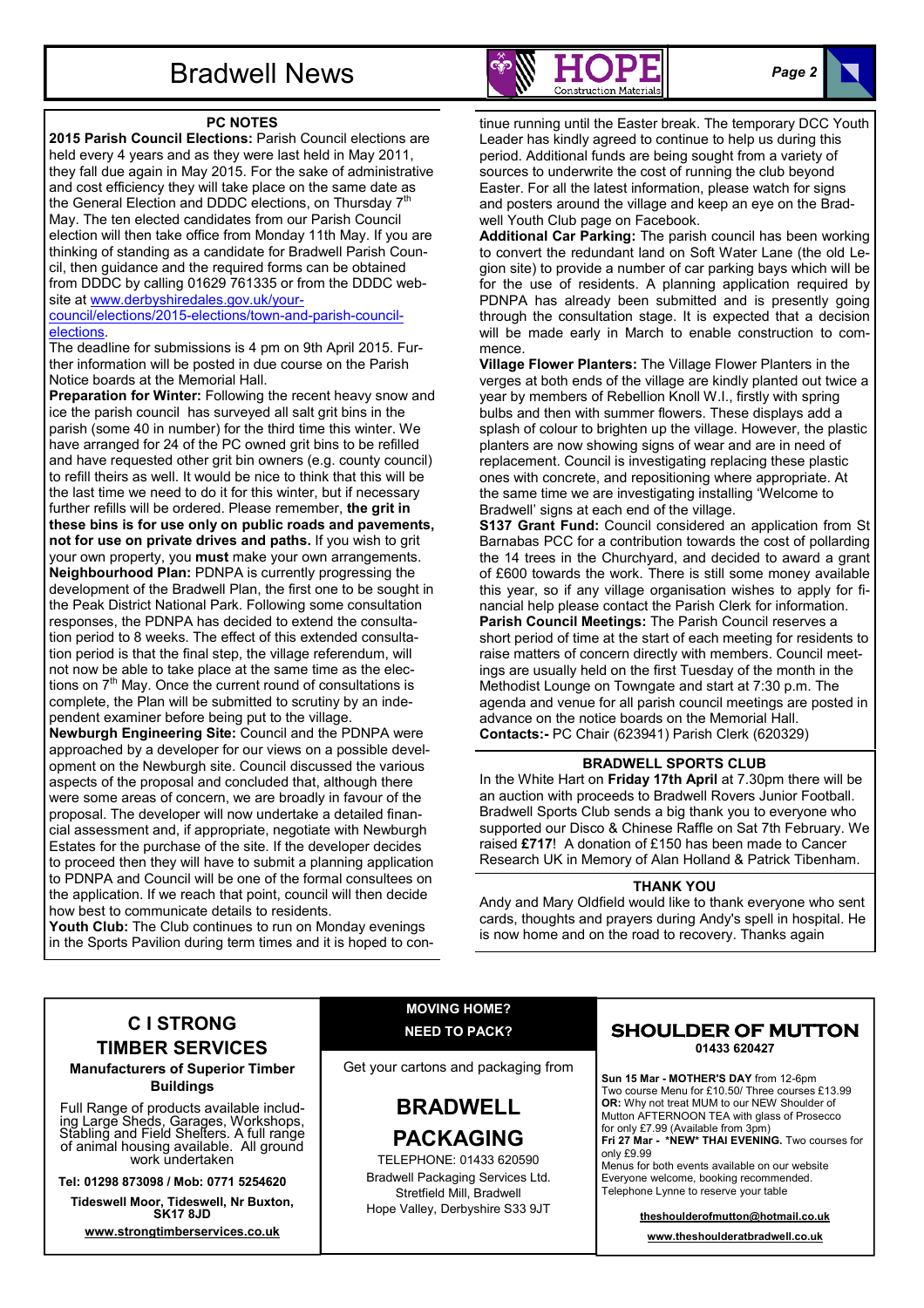## PC NOTES

**2015 Parish Council Elections:** Parish Council elections are held every 4 years and as they were last held in May 2011, they fall due again in May 2015. For the sake of administrative and cost efficiency they will take place on the same date as the General Election and DDDC elections, on Thursday 7th May. The ten elected candidates from our Parish Council election will then take office from Monday 11th May. If you are thinking of standing as a candidate for Bradwell Parish Council, then guidance and the required forms can be obtained from DDDC by calling 01629 761335 or from the DDDC website at www.derbyshiredales.gov.uk/your-council/elections/2015-elections/town-and-parish-council-elections.

The deadline for submissions is 4 pm on 9th April 2015. Further information will be posted in due course on the Parish Notice boards at the Memorial Hall.

**Preparation for Winter:** Following the recent heavy snow and ice the parish council has surveyed all salt grit bins in the parish (some 40 in number) for the third time this winter. We have arranged for 24 of the PC owned grit bins to be refilled and have requested other grit bin owners (e.g. county council) to refill theirs as well. It would be nice to think that this will be the last time we need to do it for this winter, but if necessary further refills will be ordered. Please remember, **the grit in these bins is for use only on public roads and pavements, not for use on private drives and paths.** If you wish to grit your own property, you **must** make your own arrangements.

**Neighbourhood Plan:** PDNPA is currently progressing the development of the Bradwell Plan, the first one to be sought in the Peak District National Park. Following some consultation responses, the PDNPA has decided to extend the consultation period to 8 weeks. The effect of this extended consultation period is that the final step, the village referendum, will not now be able to take place at the same time as the elections on 7th May. Once the current round of consultations is complete, the Plan will be submitted to scrutiny by an independent examiner before being put to the village.

**Newburgh Engineering Site:** Council and the PDNPA were approached by a developer for our views on a possible development on the Newburgh site. Council discussed the various aspects of the proposal and concluded that, although there were some areas of concern, we are broadly in favour of the proposal. The developer will now undertake a detailed financial assessment and, if appropriate, negotiate with Newburgh Estates for the purchase of the site. If the developer decides to proceed then they will have to submit a planning application to PDNPA and Council will be one of the formal consultees on the application. If we reach that point, council will then decide how best to communicate details to residents.

**Youth Club:** The Club continues to run on Monday evenings in the Sports Pavilion during term times and it is hoped to continue running until the Easter break. The temporary DCC Youth Leader has kindly agreed to continue to help us during this period. Additional funds are being sought from a variety of sources to underwrite the cost of running the club beyond Easter. For all the latest information, please watch for signs and posters around the village and keep an eye on the Bradwell Youth Club page on Facebook.

**Additional Car Parking:** The parish council has been working to convert the redundant land on Soft Water Lane (the old Legion site) to provide a number of car parking bays which will be for the use of residents. A planning application required by PDNPA has already been submitted and is presently going through the consultation stage. It is expected that a decision will be made early in March to enable construction to commence.

**Village Flower Planters:** The Village Flower Planters in the verges at both ends of the village are kindly planted out twice a year by members of Rebellion Knoll W.I., firstly with spring bulbs and then with summer flowers. These displays add a splash of colour to brighten up the village. However, the plastic planters are now showing signs of wear and are in need of replacement. Council is investigating replacing these plastic ones with concrete, and repositioning where appropriate. At the same time we are investigating installing 'Welcome to Bradwell' signs at each end of the village.

**S137 Grant Fund:** Council considered an application from St Barnabas PCC for a contribution towards the cost of pollarding the 14 trees in the Churchyard, and decided to award a grant of £600 towards the work. There is still some money available this year, so if any village organisation wishes to apply for financial help please contact the Parish Clerk for information.

**Parish Council Meetings:** The Parish Council reserves a short period of time at the start of each meeting for residents to raise matters of concern directly with members. Council meetings are usually held on the first Tuesday of the month in the Methodist Lounge on Towngate and start at 7:30 p.m. The agenda and venue for all parish council meetings are posted in advance on the notice boards on the Memorial Hall.

**Contacts:-** PC Chair (623941) Parish Clerk (620329)

## BRADWELL SPORTS CLUB

In the White Hart on **Friday 17th April** at 7.30pm there will be an auction with proceeds to Bradwell Rovers Junior Football. Bradwell Sports Club sends a big thank you to everyone who supported our Disco & Chinese Raffle on Sat 7th February. We raised **£717**! A donation of £150 has been made to Cancer Research UK in Memory of Alan Holland & Patrick Tibenham.

## THANK YOU

Andy and Mary Oldfield would like to thank everyone who sent cards, thoughts and prayers during Andy's spell in hospital. He is now home and on the road to recovery. Thanks again

---

## C I STRONG TIMBER SERVICES

**Manufacturers of Superior Timber Buildings**

Full Range of products available including Large Sheds, Garages, Workshops, Stabling and Field Shelters. A full range of animal housing available. All ground work undertaken

**Tel: 01298 873098 / Mob: 0771 5254620**

**Tideswell Moor, Tideswell, Nr Buxton, SK17 8JD**

**www.strongtimberservices.co.uk**

---

**MOVING HOME?**
**NEED TO PACK?**

Get your cartons and packaging from

## BRADWELL PACKAGING

TELEPHONE: 01433 620590
Bradwell Packaging Services Ltd.
Stretfield Mill, Bradwell
Hope Valley, Derbyshire S33 9JT

---

## SHOULDER OF MUTTON

**01433 620427**

**Sun 15 Mar - MOTHER'S DAY** from 12-6pm
Two course Menu for £10.50/ Three courses £13.99
**OR:** Why not treat MUM to our NEW Shoulder of Mutton AFTERNOON TEA with glass of Prosecco for only £7.99 (Available from 3pm)
**Fri 27 Mar - \*NEW\* THAI EVENING.** Two courses for only £9.99
Menus for both events available on our website
Everyone welcome, booking recommended.
Telephone Lynne to reserve your table

**theshoulderofmutton@hotmail.co.uk**

**www.theshoulderatbradwell.co.uk**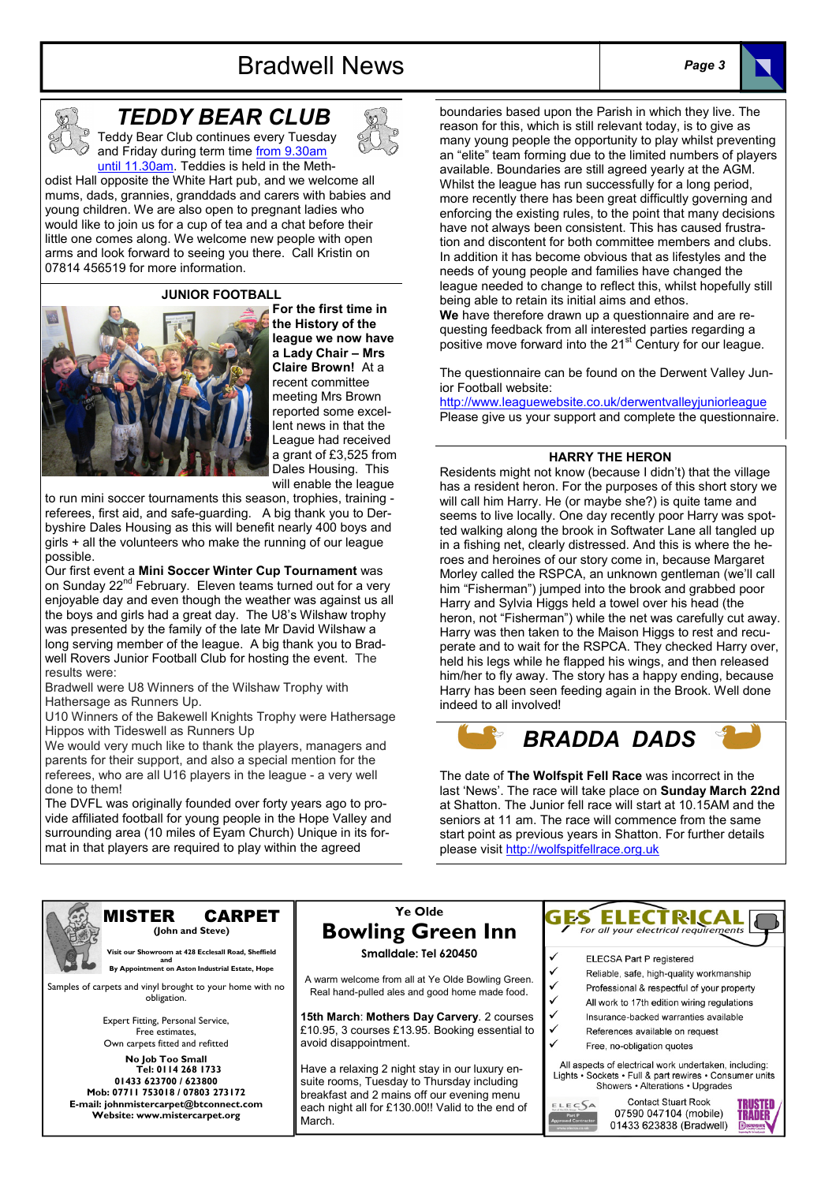# TEDDY BEAR CLUB

Teddy Bear Club continues every Tuesday and Friday during term time from 9.30am until 11.30am. Teddies is held in the Methodist Hall opposite the White Hart pub, and we welcome all mums, dads, grannies, granddads and carers with babies and young children. We are also open to pregnant ladies who would like to join us for a cup of tea and a chat before their little one comes along. We welcome new people with open arms and look forward to seeing you there. Call Kristin on 07814 456519 for more information.

## JUNIOR FOOTBALL

**For the first time in the History of the league we now have a Lady Chair – Mrs Claire Brown!** At a recent committee meeting Mrs Brown reported some excellent news in that the League had received a grant of £3,525 from Dales Housing. This will enable the league to run mini soccer tournaments this season, trophies, training - referees, first aid, and safe-guarding. A big thank you to Derbyshire Dales Housing as this will benefit nearly 400 boys and girls + all the volunteers who make the running of our league possible.

Our first event a **Mini Soccer Winter Cup Tournament** was on Sunday 22nd February. Eleven teams turned out for a very enjoyable day and even though the weather was against us all the boys and girls had a great day. The U8's Wilshaw trophy was presented by the family of the late Mr David Wilshaw a long serving member of the league. A big thank you to Bradwell Rovers Junior Football Club for hosting the event. The results were:

Bradwell were U8 Winners of the Wilshaw Trophy with Hathersage as Runners Up.

U10 Winners of the Bakewell Knights Trophy were Hathersage Hippos with Tideswell as Runners Up

We would very much like to thank the players, managers and parents for their support, and also a special mention for the referees, who are all U16 players in the league - a very well done to them!

The DVFL was originally founded over forty years ago to provide affiliated football for young people in the Hope Valley and surrounding area (10 miles of Eyam Church) Unique in its format in that players are required to play within the agreed boundaries based upon the Parish in which they live. The reason for this, which is still relevant today, is to give as many young people the opportunity to play whilst preventing an "elite" team forming due to the limited numbers of players available. Boundaries are still agreed yearly at the AGM. Whilst the league has run successfully for a long period, more recently there has been great difficultly governing and enforcing the existing rules, to the point that many decisions have not always been consistent. This has caused frustration and discontent for both committee members and clubs. In addition it has become obvious that as lifestyles and the needs of young people and families have changed the league needed to change to reflect this, whilst hopefully still being able to retain its initial aims and ethos.

**We** have therefore drawn up a questionnaire and are requesting feedback from all interested parties regarding a positive move forward into the 21st Century for our league.

The questionnaire can be found on the Derwent Valley Junior Football website:
http://www.leaguewebsite.co.uk/derwentvalleyjuniorleague
Please give us your support and complete the questionnaire.

## HARRY THE HERON

Residents might not know (because I didn't) that the village has a resident heron. For the purposes of this short story we will call him Harry. He (or maybe she?) is quite tame and seems to live locally. One day recently poor Harry was spotted walking along the brook in Softwater Lane all tangled up in a fishing net, clearly distressed. And this is where the heroes and heroines of our story come in, because Margaret Morley called the RSPCA, an unknown gentleman (we'll call him "Fisherman") jumped into the brook and grabbed poor Harry and Sylvia Higgs held a towel over his head (the heron, not "Fisherman") while the net was carefully cut away. Harry was then taken to the Maison Higgs to rest and recuperate and to wait for the RSPCA. They checked Harry over, held his legs while he flapped his wings, and then released him/her to fly away. The story has a happy ending, because Harry has been seen feeding again in the Brook. Well done indeed to all involved!

# BRADDA DADS

The date of **The Wolfspit Fell Race** was incorrect in the last 'News'. The race will take place on **Sunday March 22nd** at Shatton. The Junior fell race will start at 10.15AM and the seniors at 11 am. The race will commence from the same start point as previous years in Shatton. For further details please visit http://wolfspitfellrace.org.uk

---

**MISTER CARPET**
(John and Steve)

Visit our Showroom at 428 Ecclesall Road, Sheffield and By Appointment on Aston Industrial Estate, Hope

Samples of carpets and vinyl brought to your home with no obligation.

Expert Fitting, Personal Service,
Free estimates,
Own carpets fitted and refitted

No Job Too Small
Tel: 0114 268 1733
01433 623700 / 623800
Mob: 07711 753018 / 07803 273172
E-mail: johnmistercarpet@btconnect.com
Website: www.mistercarpet.org

---

Ye Olde
**Bowling Green Inn**
Smalldale: Tel 620450

A warm welcome from all at Ye Olde Bowling Green. Real hand-pulled ales and good home made food.

**15th March**: **Mothers Day Carvery**. 2 courses £10.95, 3 courses £13.95. Booking essential to avoid disappointment.

Have a relaxing 2 night stay in our luxury en-suite rooms, Tuesday to Thursday including breakfast and 2 mains off our evening menu each night all for £130.00!! Valid to the end of March.

---

**GES ELECTRICAL**
For all your electrical requirements

- ✓ ELECSA Part P registered
- ✓ Reliable, safe, high-quality workmanship
- ✓ Professional & respectful of your property
- ✓ All work to 17th edition wiring regulations
- ✓ Insurance-backed warranties available
- ✓ References available on request
- ✓ Free, no-obligation quotes

All aspects of electrical work undertaken, including:
Lights • Sockets • Full & part rewires • Consumer units
Showers • Alterations • Upgrades

Contact Stuart Rook
07590 047104 (mobile)
01433 623838 (Bradwell)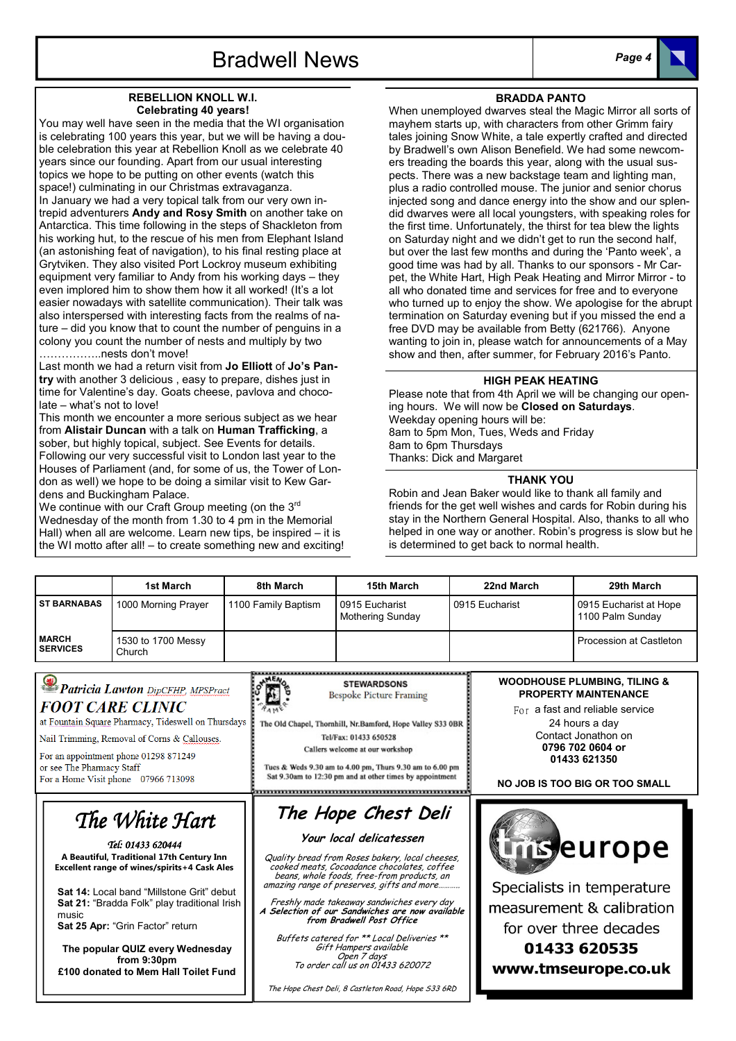## REBELLION KNOLL W.I.
### Celebrating 40 years!

You may well have seen in the media that the WI organisation is celebrating 100 years this year, but we will be having a double celebration this year at Rebellion Knoll as we celebrate 40 years since our founding. Apart from our usual interesting topics we hope to be putting on other events (watch this space!) culminating in our Christmas extravaganza.

In January we had a very topical talk from our very own intrepid adventurers **Andy and Rosy Smith** on another take on Antarctica. This time following in the steps of Shackleton from his working hut, to the rescue of his men from Elephant Island (an astonishing feat of navigation), to his final resting place at Grytviken. They also visited Port Lockroy museum exhibiting equipment very familiar to Andy from his working days – they even implored him to show them how it all worked! (It's a lot easier nowadays with satellite communication). Their talk was also interspersed with interesting facts from the realms of nature – did you know that to count the number of penguins in a colony you count the number of nests and multiply by two ……………..nests don't move!

Last month we had a return visit from **Jo Elliott** of **Jo's Pantry** with another 3 delicious , easy to prepare, dishes just in time for Valentine's day. Goats cheese, pavlova and chocolate – what's not to love!

This month we encounter a more serious subject as we hear from **Alistair Duncan** with a talk on **Human Trafficking**, a sober, but highly topical, subject. See Events for details.

Following our very successful visit to London last year to the Houses of Parliament (and, for some of us, the Tower of London as well) we hope to be doing a similar visit to Kew Gardens and Buckingham Palace.

We continue with our Craft Group meeting (on the 3rd Wednesday of the month from 1.30 to 4 pm in the Memorial Hall) when all are welcome. Learn new tips, be inspired – it is the WI motto after all! – to create something new and exciting!

## BRADDA PANTO

When unemployed dwarves steal the Magic Mirror all sorts of mayhem starts up, with characters from other Grimm fairy tales joining Snow White, a tale expertly crafted and directed by Bradwell's own Alison Benefield. We had some newcomers treading the boards this year, along with the usual suspects. There was a new backstage team and lighting man, plus a radio controlled mouse. The junior and senior chorus injected song and dance energy into the show and our splendid dwarves were all local youngsters, with speaking roles for the first time. Unfortunately, the thirst for tea blew the lights on Saturday night and we didn't get to run the second half, but over the last few months and during the 'Panto week', a good time was had by all. Thanks to our sponsors - Mr Carpet, the White Hart, High Peak Heating and Mirror Mirror - to all who donated time and services for free and to everyone who turned up to enjoy the show. We apologise for the abrupt termination on Saturday evening but if you missed the end a free DVD may be available from Betty (621766). Anyone wanting to join in, please watch for announcements of a May show and then, after summer, for February 2016's Panto.

## HIGH PEAK HEATING

Please note that from 4th April we will be changing our opening hours. We will now be **Closed on Saturdays**.

Weekday opening hours will be:
8am to 5pm Mon, Tues, Weds and Friday
8am to 6pm Thursdays

Thanks: Dick and Margaret

## THANK YOU

Robin and Jean Baker would like to thank all family and friends for the get well wishes and cards for Robin during his stay in the Northern General Hospital. Also, thanks to all who helped in one way or another. Robin's progress is slow but he is determined to get back to normal health.

| | 1st March | 8th March | 15th March | 22nd March | 29th March |
|---|---|---|---|---|---|
| **ST BARNABAS** | 1000 Morning Prayer | 1100 Family Baptism | 0915 Eucharist Mothering Sunday | 0915 Eucharist | 0915 Eucharist at Hope 1100 Palm Sunday |
| **MARCH SERVICES** | 1530 to 1700 Messy Church | | | | Procession at Castleton |

**Patricia Lawton** DipCFHP, MPSPract
**FOOT CARE CLINIC**
at Fountain Square Pharmacy, Tideswell on Thursdays
Nail Trimming, Removal of Corns & Callouses.
For an appointment phone 01298 871249 or see The Pharmacy Staff
For a Home Visit phone 07966 713098

**STEWARDSONS**
Bespoke Picture Framing
The Old Chapel, Thornhill, Nr.Bamford, Hope Valley S33 0BR
Tel/Fax: 01433 650528
Callers welcome at our workshop
Tues & Weds 9.30 am to 4.00 pm, Thurs 9.30 am to 6.00 pm
Sat 9.30am to 12:30 pm and at other times by appointment

**WOODHOUSE PLUMBING, TILING & PROPERTY MAINTENANCE**
For a fast and reliable service
24 hours a day
Contact Jonathon on
**0796 702 0604 or 01433 621350**
**NO JOB IS TOO BIG OR TOO SMALL**

## The White Hart

*Tel: 01433 620444*
**A Beautiful, Traditional 17th Century Inn**
**Excellent range of wines/spirits+4 Cask Ales**

**Sat 14:** Local band "Millstone Grit" debut
**Sat 21:** "Bradda Folk" play traditional Irish music
**Sat 25 Apr:** "Grin Factor" return

**The popular QUIZ every Wednesday from 9:30pm**
**£100 donated to Mem Hall Toilet Fund**

## The Hope Chest Deli

*Your local delicatessen*

*Quality bread from Roses bakery, local cheeses, cooked meats, Cocoadance chocolates, coffee beans, whole foods, free-from products, an amazing range of preserves, gifts and more……….*

*Freshly made takeaway sandwiches every day*
***A Selection of our Sandwiches are now available from Bradwell Post Office***

*Buffets catered for \*\* Local Deliveries \*\**
*Gift Hampers available*
*Open 7 days*
*To order call us on 01433 620072*

*The Hope Chest Deli, 8 Castleton Road, Hope S33 6RD*

**tmseurope**
Specialists in temperature measurement & calibration for over three decades
**01433 620535**
**www.tmseurope.co.uk**